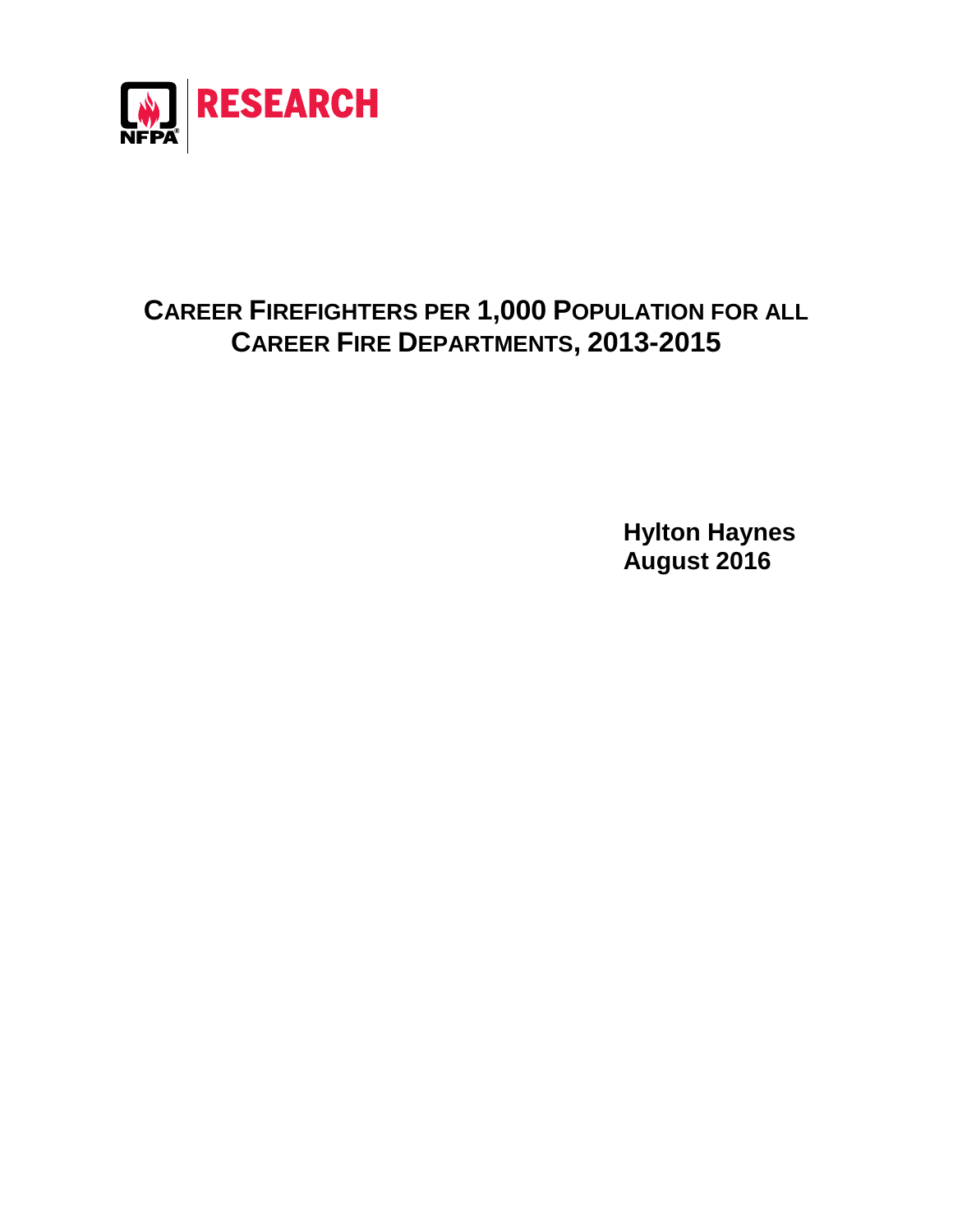NFPA RESEARCH

# Career Firefighters per 1,000 Population for all Career Fire Departments, 2013-2015

**Hylton Haynes**
**August 2016**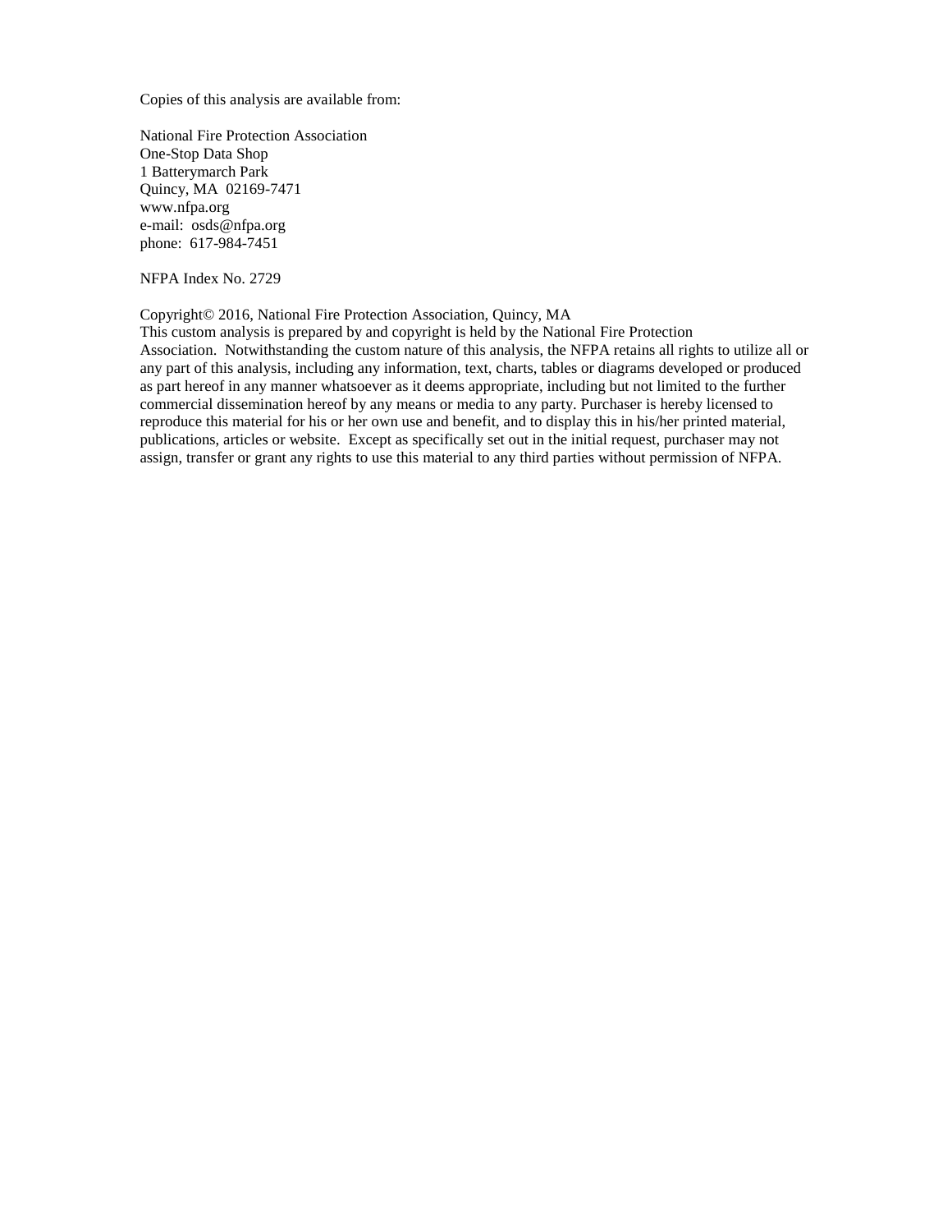Copies of this analysis are available from:

National Fire Protection Association  
One-Stop Data Shop  
1 Batterymarch Park  
Quincy, MA 02169-7471  
www.nfpa.org  
e-mail: osds@nfpa.org  
phone: 617-984-7451

NFPA Index No. 2729

Copyright© 2016, National Fire Protection Association, Quincy, MA  
This custom analysis is prepared by and copyright is held by the National Fire Protection Association. Notwithstanding the custom nature of this analysis, the NFPA retains all rights to utilize all or any part of this analysis, including any information, text, charts, tables or diagrams developed or produced as part hereof in any manner whatsoever as it deems appropriate, including but not limited to the further commercial dissemination hereof by any means or media to any party. Purchaser is hereby licensed to reproduce this material for his or her own use and benefit, and to display this in his/her printed material, publications, articles or website. Except as specifically set out in the initial request, purchaser may not assign, transfer or grant any rights to use this material to any third parties without permission of NFPA.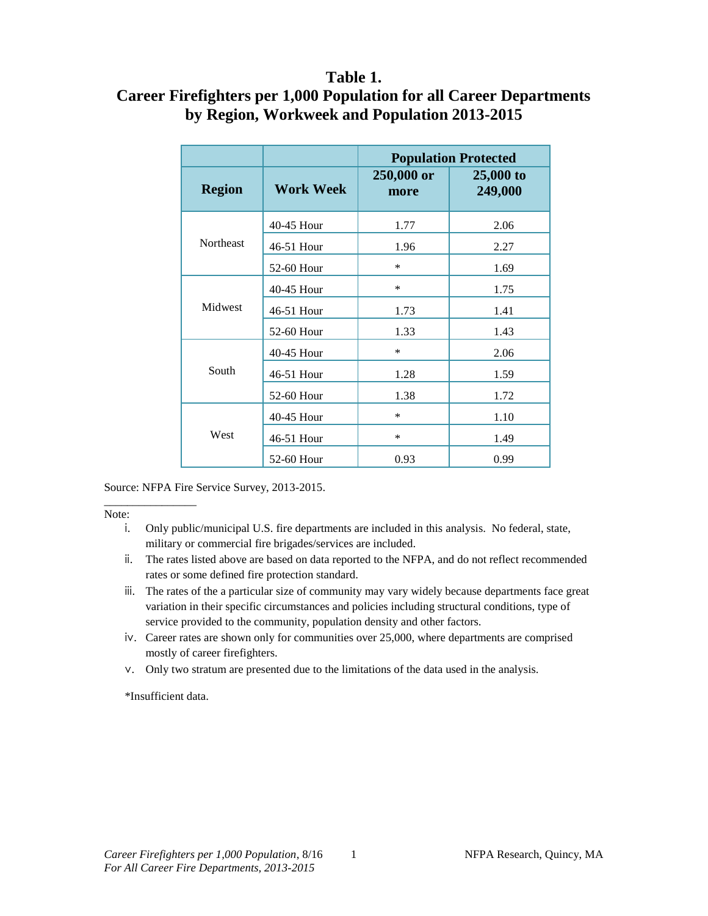# Table 1.
## Career Firefighters per 1,000 Population for all Career Departments by Region, Workweek and Population 2013-2015

| Region | Work Week | Population Protected | |
|---|---|---|---|
| | | 250,000 or more | 25,000 to 249,000 |
| Northeast | 40-45 Hour | 1.77 | 2.06 |
| | 46-51 Hour | 1.96 | 2.27 |
| | 52-60 Hour | * | 1.69 |
| Midwest | 40-45 Hour | * | 1.75 |
| | 46-51 Hour | 1.73 | 1.41 |
| | 52-60 Hour | 1.33 | 1.43 |
| South | 40-45 Hour | * | 2.06 |
| | 46-51 Hour | 1.28 | 1.59 |
| | 52-60 Hour | 1.38 | 1.72 |
| West | 40-45 Hour | * | 1.10 |
| | 46-51 Hour | * | 1.49 |
| | 52-60 Hour | 0.93 | 0.99 |

Source: NFPA Fire Service Survey, 2013-2015.

Note:

i. Only public/municipal U.S. fire departments are included in this analysis. No federal, state, military or commercial fire brigades/services are included.

ii. The rates listed above are based on data reported to the NFPA, and do not reflect recommended rates or some defined fire protection standard.

iii. The rates of the a particular size of community may vary widely because departments face great variation in their specific circumstances and policies including structural conditions, type of service provided to the community, population density and other factors.

iv. Career rates are shown only for communities over 25,000, where departments are comprised mostly of career firefighters.

v. Only two stratum are presented due to the limitations of the data used in the analysis.

*Insufficient data.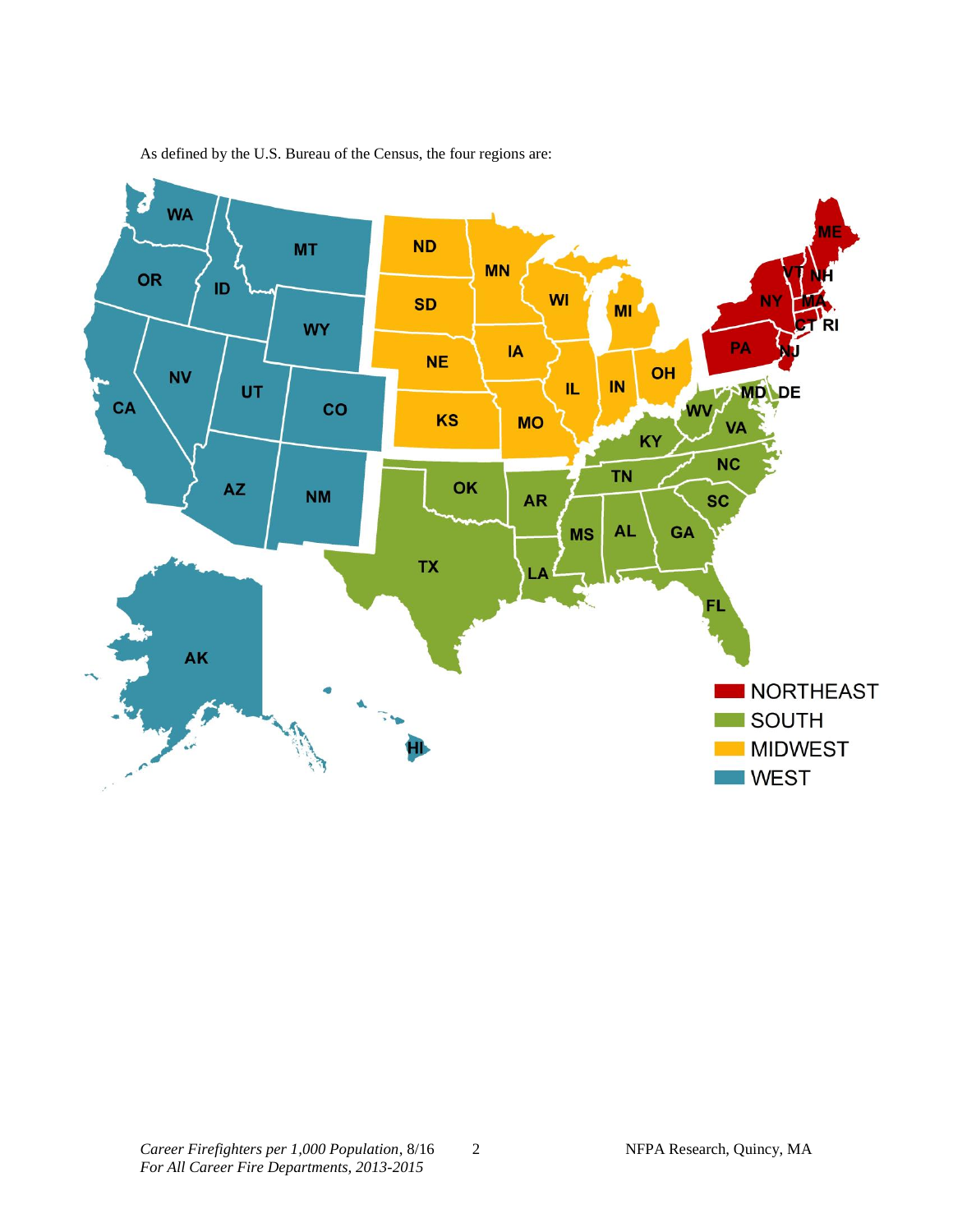As defined by the U.S. Bureau of the Census, the four regions are:

WA
MT
ND
MN
ME
OR
ID
SD
WI
MI
VT
NH
NY
MA
WY
CT
RI
NE
IA
PA
NJ
NV
UT
IL
IN
OH
CA
CO
MD
DE
KS
MO
WV
VA
KY
NC
TN
AZ
NM
OK
AR
SC
MS
AL
GA
TX
LA
FL
AK
HI

NORTHEAST
SOUTH
MIDWEST
WEST